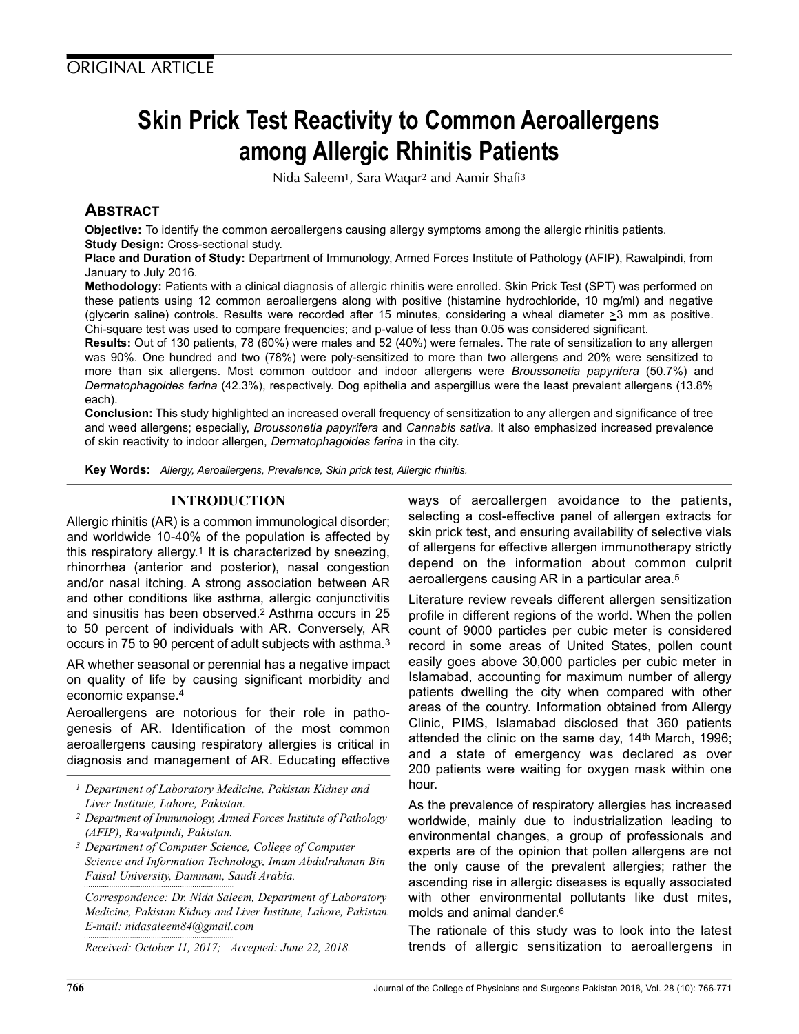ORIGINAL ARTICLE

# Skin Prick Test Reactivity to Common Aeroallergens among Allergic Rhinitis Patients

Nida Saleem[1], Sara Waqar[2] and Aamir Shafi[3]

## ABSTRACT

**Objective:** To identify the common aeroallergens causing allergy symptoms among the allergic rhinitis patients.

**Study Design:** Cross-sectional study.

**Place and Duration of Study:** Department of Immunology, Armed Forces Institute of Pathology (AFIP), Rawalpindi, from January to July 2016.

**Methodology:** Patients with a clinical diagnosis of allergic rhinitis were enrolled. Skin Prick Test (SPT) was performed on these patients using 12 common aeroallergens along with positive (histamine hydrochloride, 10 mg/ml) and negative (glycerin saline) controls. Results were recorded after 15 minutes, considering a wheal diameter $\geq$3 mm as positive. Chi-square test was used to compare frequencies; and p-value of less than 0.05 was considered significant.

**Results:** Out of 130 patients, 78 (60%) were males and 52 (40%) were females. The rate of sensitization to any allergen was 90%. One hundred and two (78%) were poly-sensitized to more than two allergens and 20% were sensitized to more than six allergens. Most common outdoor and indoor allergens were *Broussonetia papyrifera* (50.7%) and *Dermatophagoides farina* (42.3%), respectively. Dog epithelia and aspergillus were the least prevalent allergens (13.8% each).

**Conclusion:** This study highlighted an increased overall frequency of sensitization to any allergen and significance of tree and weed allergens; especially, *Broussonetia papyrifera* and *Cannabis sativa*. It also emphasized increased prevalence of skin reactivity to indoor allergen, *Dermatophagoides farina* in the city.

**Key Words:** *Allergy, Aeroallergens, Prevalence, Skin prick test, Allergic rhinitis.*

## INTRODUCTION

Allergic rhinitis (AR) is a common immunological disorder; and worldwide 10-40% of the population is affected by this respiratory allergy.[1] It is characterized by sneezing, rhinorrhea (anterior and posterior), nasal congestion and/or nasal itching. A strong association between AR and other conditions like asthma, allergic conjunctivitis and sinusitis has been observed.[2] Asthma occurs in 25 to 50 percent of individuals with AR. Conversely, AR occurs in 75 to 90 percent of adult subjects with asthma.[3]

AR whether seasonal or perennial has a negative impact on quality of life by causing significant morbidity and economic expanse.[4]

Aeroallergens are notorious for their role in pathogenesis of AR. Identification of the most common aeroallergens causing respiratory allergies is critical in diagnosis and management of AR. Educating effective ways of aeroallergen avoidance to the patients, selecting a cost-effective panel of allergen extracts for skin prick test, and ensuring availability of selective vials of allergens for effective allergen immunotherapy strictly depend on the information about common culprit aeroallergens causing AR in a particular area.[5]

Literature review reveals different allergen sensitization profile in different regions of the world. When the pollen count of 9000 particles per cubic meter is considered record in some areas of United States, pollen count easily goes above 30,000 particles per cubic meter in Islamabad, accounting for maximum number of allergy patients dwelling the city when compared with other areas of the country. Information obtained from Allergy Clinic, PIMS, Islamabad disclosed that 360 patients attended the clinic on the same day, 14th March, 1996; and a state of emergency was declared as over 200 patients were waiting for oxygen mask within one hour.

As the prevalence of respiratory allergies has increased worldwide, mainly due to industrialization leading to environmental changes, a group of professionals and experts are of the opinion that pollen allergens are not the only cause of the prevalent allergies; rather the ascending rise in allergic diseases is equally associated with other environmental pollutants like dust mites, molds and animal dander.[6]

The rationale of this study was to look into the latest trends of allergic sensitization to aeroallergens in

---

*[1] Department of Laboratory Medicine, Pakistan Kidney and Liver Institute, Lahore, Pakistan.*

*[2] Department of Immunology, Armed Forces Institute of Pathology (AFIP), Rawalpindi, Pakistan.*

*[3] Department of Computer Science, College of Computer Science and Information Technology, Imam Abdulrahman Bin Faisal University, Dammam, Saudi Arabia.*

*Correspondence: Dr. Nida Saleem, Department of Laboratory Medicine, Pakistan Kidney and Liver Institute, Lahore, Pakistan. E-mail: nidasaleem84@gmail.com*

*Received: October 11, 2017; Accepted: June 22, 2018.*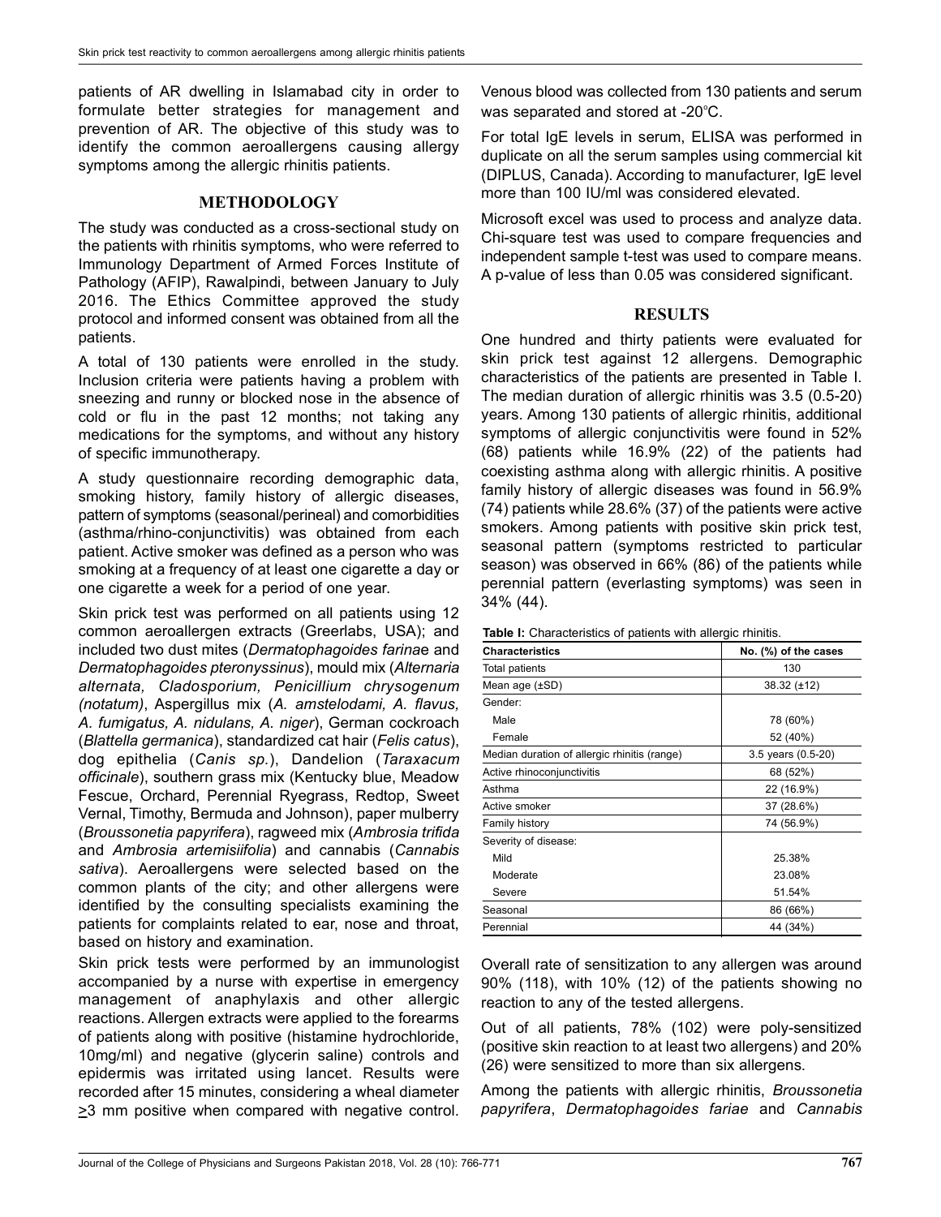patients of AR dwelling in Islamabad city in order to formulate better strategies for management and prevention of AR. The objective of this study was to identify the common aeroallergens causing allergy symptoms among the allergic rhinitis patients.

## METHODOLOGY

The study was conducted as a cross-sectional study on the patients with rhinitis symptoms, who were referred to Immunology Department of Armed Forces Institute of Pathology (AFIP), Rawalpindi, between January to July 2016. The Ethics Committee approved the study protocol and informed consent was obtained from all the patients.

A total of 130 patients were enrolled in the study. Inclusion criteria were patients having a problem with sneezing and runny or blocked nose in the absence of cold or flu in the past 12 months; not taking any medications for the symptoms, and without any history of specific immunotherapy.

A study questionnaire recording demographic data, smoking history, family history of allergic diseases, pattern of symptoms (seasonal/perineal) and comorbidities (asthma/rhino-conjunctivitis) was obtained from each patient. Active smoker was defined as a person who was smoking at a frequency of at least one cigarette a day or one cigarette a week for a period of one year.

Skin prick test was performed on all patients using 12 common aeroallergen extracts (Greerlabs, USA); and included two dust mites (*Dermatophagoides farinae* and *Dermatophagoides pteronyssinus*), mould mix (*Alternaria alternata, Cladosporium, Penicillium chrysogenum (notatum)*, Aspergillus mix (*A. amstelodami, A. flavus, A. fumigatus, A. nidulans, A. niger*), German cockroach (*Blattella germanica*), standardized cat hair (*Felis catus*), dog epithelia (*Canis sp.*), Dandelion (*Taraxacum officinale*), southern grass mix (Kentucky blue, Meadow Fescue, Orchard, Perennial Ryegrass, Redtop, Sweet Vernal, Timothy, Bermuda and Johnson), paper mulberry (*Broussonetia papyrifera*), ragweed mix (*Ambrosia trifida* and *Ambrosia artemisiifolia*) and cannabis (*Cannabis sativa*). Aeroallergens were selected based on the common plants of the city; and other allergens were identified by the consulting specialists examining the patients for complaints related to ear, nose and throat, based on history and examination.

Skin prick tests were performed by an immunologist accompanied by a nurse with expertise in emergency management of anaphylaxis and other allergic reactions. Allergen extracts were applied to the forearms of patients along with positive (histamine hydrochloride, 10mg/ml) and negative (glycerin saline) controls and epidermis was irritated using lancet. Results were recorded after 15 minutes, considering a wheal diameter $\geq$3 mm positive when compared with negative control. Venous blood was collected from 130 patients and serum was separated and stored at -20°C.

For total IgE levels in serum, ELISA was performed in duplicate on all the serum samples using commercial kit (DIPLUS, Canada). According to manufacturer, IgE level more than 100 IU/ml was considered elevated.

Microsoft excel was used to process and analyze data. Chi-square test was used to compare frequencies and independent sample t-test was used to compare means. A p-value of less than 0.05 was considered significant.

## RESULTS

One hundred and thirty patients were evaluated for skin prick test against 12 allergens. Demographic characteristics of the patients are presented in Table I. The median duration of allergic rhinitis was 3.5 (0.5-20) years. Among 130 patients of allergic rhinitis, additional symptoms of allergic conjunctivitis were found in 52% (68) patients while 16.9% (22) of the patients had coexisting asthma along with allergic rhinitis. A positive family history of allergic diseases was found in 56.9% (74) patients while 28.6% (37) of the patients were active smokers. Among patients with positive skin prick test, seasonal pattern (symptoms restricted to particular season) was observed in 66% (86) of the patients while perennial pattern (everlasting symptoms) was seen in 34% (44).

**Table I:** Characteristics of patients with allergic rhinitis.

| Characteristics | No. (%) of the cases |
|---|---|
| Total patients | 130 |
| Mean age (±SD) | 38.32 (±12) |
| Gender: | |
| Male | 78 (60%) |
| Female | 52 (40%) |
| Median duration of allergic rhinitis (range) | 3.5 years (0.5-20) |
| Active rhinoconjunctivitis | 68 (52%) |
| Asthma | 22 (16.9%) |
| Active smoker | 37 (28.6%) |
| Family history | 74 (56.9%) |
| Severity of disease: | |
| Mild | 25.38% |
| Moderate | 23.08% |
| Severe | 51.54% |
| Seasonal | 86 (66%) |
| Perennial | 44 (34%) |

Overall rate of sensitization to any allergen was around 90% (118), with 10% (12) of the patients showing no reaction to any of the tested allergens.

Out of all patients, 78% (102) were poly-sensitized (positive skin reaction to at least two allergens) and 20% (26) were sensitized to more than six allergens.

Among the patients with allergic rhinitis, *Broussonetia papyrifera*, *Dermatophagoides fariae* and *Cannabis*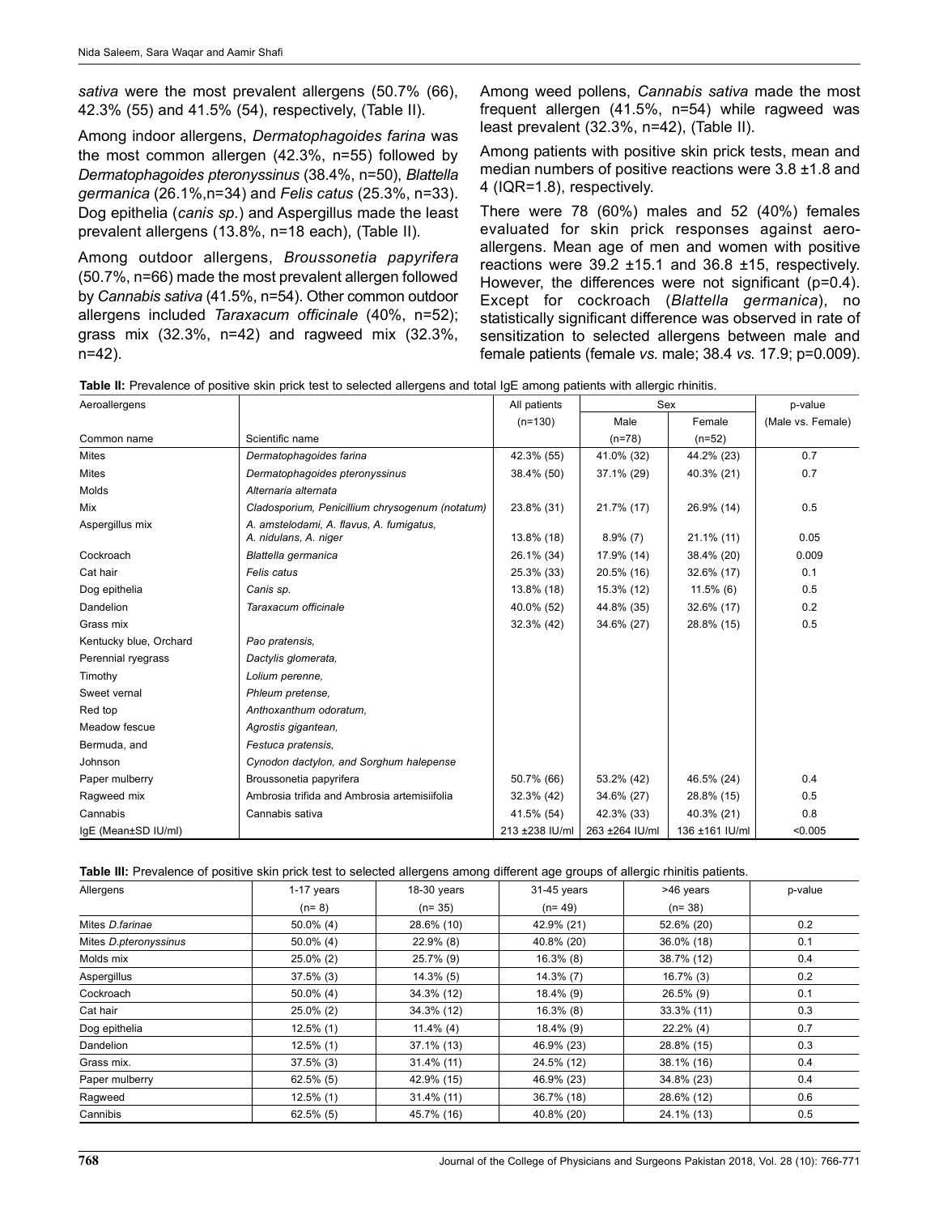*sativa* were the most prevalent allergens (50.7% (66), 42.3% (55) and 41.5% (54), respectively, (Table II).

Among indoor allergens, *Dermatophagoides farina* was the most common allergen (42.3%, n=55) followed by *Dermatophagoides pteronyssinus* (38.4%, n=50), *Blattella germanica* (26.1%,n=34) and *Felis catus* (25.3%, n=33). Dog epithelia (*canis sp.*) and Aspergillus made the least prevalent allergens (13.8%, n=18 each), (Table II).

Among outdoor allergens, *Broussonetia papyrifera* (50.7%, n=66) made the most prevalent allergen followed by *Cannabis sativa* (41.5%, n=54). Other common outdoor allergens included *Taraxacum officinale* (40%, n=52); grass mix (32.3%, n=42) and ragweed mix (32.3%, n=42).

Among weed pollens, *Cannabis sativa* made the most frequent allergen (41.5%, n=54) while ragweed was least prevalent (32.3%, n=42), (Table II).

Among patients with positive skin prick tests, mean and median numbers of positive reactions were 3.8 ±1.8 and 4 (IQR=1.8), respectively.

There were 78 (60%) males and 52 (40%) females evaluated for skin prick responses against aero-allergens. Mean age of men and women with positive reactions were 39.2 ±15.1 and 36.8 ±15, respectively. However, the differences were not significant (p=0.4). Except for cockroach (*Blattella germanica*), no statistically significant difference was observed in rate of sensitization to selected allergens between male and female patients (female *vs.* male; 38.4 *vs.* 17.9; p=0.009).

**Table II:** Prevalence of positive skin prick test to selected allergens and total IgE among patients with allergic rhinitis.

| Aeroallergens | | All patients | Sex | | p-value |
|---|---|---|---|---|---|
| | | (n=130) | Male | Female | (Male vs. Female) |
| Common name | Scientific name | | (n=78) | (n=52) | |
| Mites | *Dermatophagoides farina* | 42.3% (55) | 41.0% (32) | 44.2% (23) | 0.7 |
| Mites | *Dermatophagoides pteronyssinus* | 38.4% (50) | 37.1% (29) | 40.3% (21) | 0.7 |
| Molds | *Alternaria alternata* | | | | |
| Mix | *Cladosporium, Penicillium chrysogenum (notatum)* | 23.8% (31) | 21.7% (17) | 26.9% (14) | 0.5 |
| Aspergillus mix | *A. amstelodami, A. flavus, A. fumigatus, A. nidulans, A. niger* | 13.8% (18) | 8.9% (7) | 21.1% (11) | 0.05 |
| Cockroach | *Blattella germanica* | 26.1% (34) | 17.9% (14) | 38.4% (20) | 0.009 |
| Cat hair | *Felis catus* | 25.3% (33) | 20.5% (16) | 32.6% (17) | 0.1 |
| Dog epithelia | *Canis sp.* | 13.8% (18) | 15.3% (12) | 11.5% (6) | 0.5 |
| Dandelion | *Taraxacum officinale* | 40.0% (52) | 44.8% (35) | 32.6% (17) | 0.2 |
| Grass mix | | 32.3% (42) | 34.6% (27) | 28.8% (15) | 0.5 |
| Kentucky blue, Orchard | *Pao pratensis,* | | | | |
| Perennial ryegrass | *Dactylis glomerata,* | | | | |
| Timothy | *Lolium perenne,* | | | | |
| Sweet vernal | *Phleum pretense,* | | | | |
| Red top | *Anthoxanthum odoratum,* | | | | |
| Meadow fescue | *Agrostis gigantean,* | | | | |
| Bermuda, and | *Festuca pratensis,* | | | | |
| Johnson | *Cynodon dactylon, and Sorghum halepense* | | | | |
| Paper mulberry | Broussonetia papyrifera | 50.7% (66) | 53.2% (42) | 46.5% (24) | 0.4 |
| Ragweed mix | Ambrosia trifida and Ambrosia artemisiifolia | 32.3% (42) | 34.6% (27) | 28.8% (15) | 0.5 |
| Cannabis | Cannabis sativa | 41.5% (54) | 42.3% (33) | 40.3% (21) | 0.8 |
| IgE (Mean±SD IU/ml) | | 213 ±238 IU/ml | 263 ±264 IU/ml | 136 ±161 IU/ml | <0.005 |

**Table III:** Prevalence of positive skin prick test to selected allergens among different age groups of allergic rhinitis patients.

| Allergens | 1-17 years | 18-30 years | 31-45 years | >46 years | p-value |
|---|---|---|---|---|---|
| | (n= 8) | (n= 35) | (n= 49) | (n= 38) | |
| Mites *D.farinae* | 50.0% (4) | 28.6% (10) | 42.9% (21) | 52.6% (20) | 0.2 |
| Mites *D.pteronyssinus* | 50.0% (4) | 22.9% (8) | 40.8% (20) | 36.0% (18) | 0.1 |
| Molds mix | 25.0% (2) | 25.7% (9) | 16.3% (8) | 38.7% (12) | 0.4 |
| Aspergillus | 37.5% (3) | 14.3% (5) | 14.3% (7) | 16.7% (3) | 0.2 |
| Cockroach | 50.0% (4) | 34.3% (12) | 18.4% (9) | 26.5% (9) | 0.1 |
| Cat hair | 25.0% (2) | 34.3% (12) | 16.3% (8) | 33.3% (11) | 0.3 |
| Dog epithelia | 12.5% (1) | 11.4% (4) | 18.4% (9) | 22.2% (4) | 0.7 |
| Dandelion | 12.5% (1) | 37.1% (13) | 46.9% (23) | 28.8% (15) | 0.3 |
| Grass mix. | 37.5% (3) | 31.4% (11) | 24.5% (12) | 38.1% (16) | 0.4 |
| Paper mulberry | 62.5% (5) | 42.9% (15) | 46.9% (23) | 34.8% (23) | 0.4 |
| Ragweed | 12.5% (1) | 31.4% (11) | 36.7% (18) | 28.6% (12) | 0.6 |
| Cannibis | 62.5% (5) | 45.7% (16) | 40.8% (20) | 24.1% (13) | 0.5 |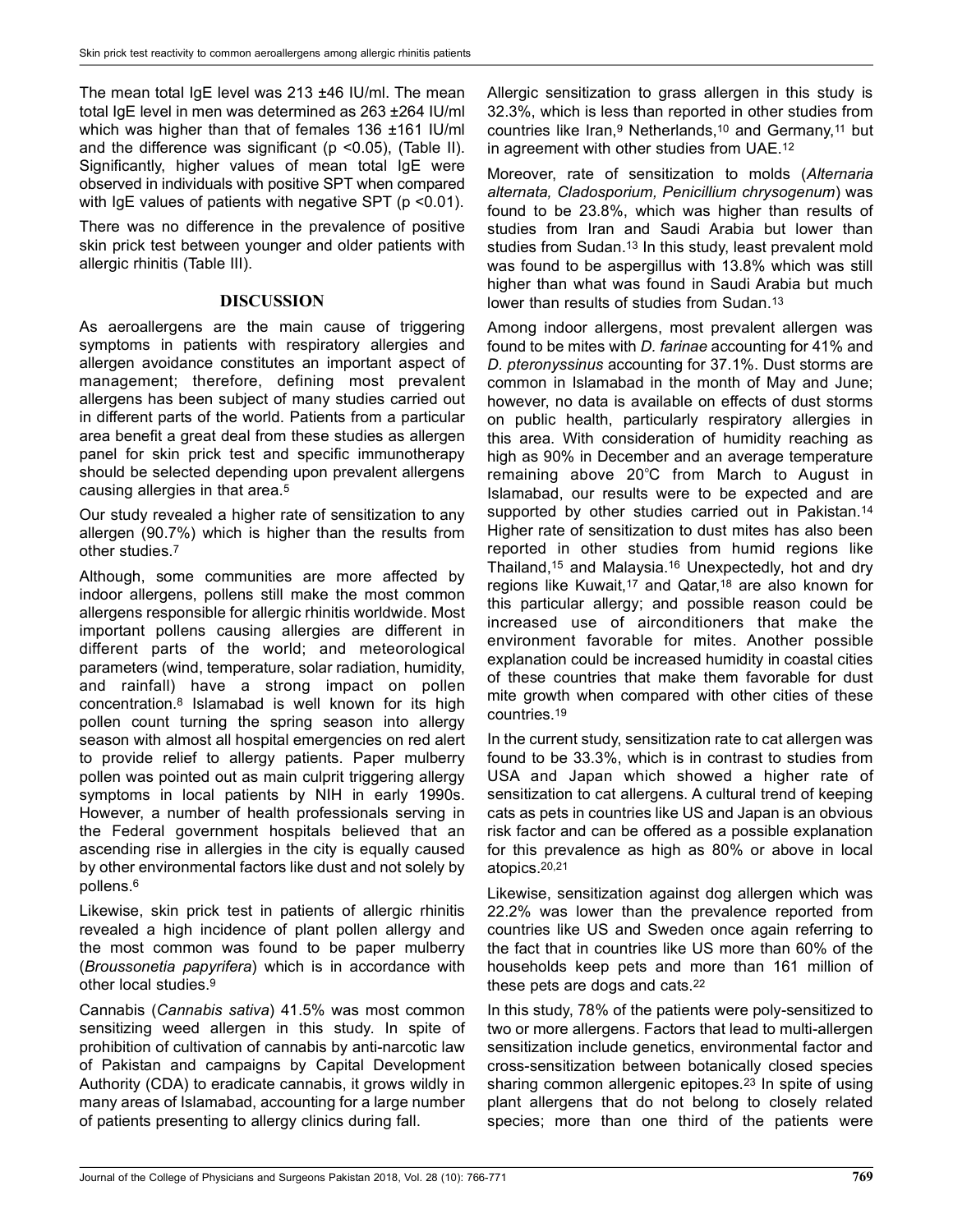The mean total IgE level was 213 ±46 IU/ml. The mean total IgE level in men was determined as 263 ±264 IU/ml which was higher than that of females 136 ±161 IU/ml and the difference was significant ($p < 0.05$), (Table II). Significantly, higher values of mean total IgE were observed in individuals with positive SPT when compared with IgE values of patients with negative SPT ($p < 0.01$).

There was no difference in the prevalence of positive skin prick test between younger and older patients with allergic rhinitis (Table III).

## DISCUSSION

As aeroallergens are the main cause of triggering symptoms in patients with respiratory allergies and allergen avoidance constitutes an important aspect of management; therefore, defining most prevalent allergens has been subject of many studies carried out in different parts of the world. Patients from a particular area benefit a great deal from these studies as allergen panel for skin prick test and specific immunotherapy should be selected depending upon prevalent allergens causing allergies in that area.[5]

Our study revealed a higher rate of sensitization to any allergen (90.7%) which is higher than the results from other studies.[7]

Although, some communities are more affected by indoor allergens, pollens still make the most common allergens responsible for allergic rhinitis worldwide. Most important pollens causing allergies are different in different parts of the world; and meteorological parameters (wind, temperature, solar radiation, humidity, and rainfall) have a strong impact on pollen concentration.[8] Islamabad is well known for its high pollen count turning the spring season into allergy season with almost all hospital emergencies on red alert to provide relief to allergy patients. Paper mulberry pollen was pointed out as main culprit triggering allergy symptoms in local patients by NIH in early 1990s. However, a number of health professionals serving in the Federal government hospitals believed that an ascending rise in allergies in the city is equally caused by other environmental factors like dust and not solely by pollens.[6]

Likewise, skin prick test in patients of allergic rhinitis revealed a high incidence of plant pollen allergy and the most common was found to be paper mulberry (*Broussonetia papyrifera*) which is in accordance with other local studies.[9]

Cannabis (*Cannabis sativa*) 41.5% was most common sensitizing weed allergen in this study. In spite of prohibition of cultivation of cannabis by anti-narcotic law of Pakistan and campaigns by Capital Development Authority (CDA) to eradicate cannabis, it grows wildly in many areas of Islamabad, accounting for a large number of patients presenting to allergy clinics during fall.

Allergic sensitization to grass allergen in this study is 32.3%, which is less than reported in other studies from countries like Iran,[9] Netherlands,[10] and Germany,[11] but in agreement with other studies from UAE.[12]

Moreover, rate of sensitization to molds (*Alternaria alternata, Cladosporium, Penicillium chrysogenum*) was found to be 23.8%, which was higher than results of studies from Iran and Saudi Arabia but lower than studies from Sudan.[13] In this study, least prevalent mold was found to be aspergillus with 13.8% which was still higher than what was found in Saudi Arabia but much lower than results of studies from Sudan.[13]

Among indoor allergens, most prevalent allergen was found to be mites with *D. farinae* accounting for 41% and *D. pteronyssinus* accounting for 37.1%. Dust storms are common in Islamabad in the month of May and June; however, no data is available on effects of dust storms on public health, particularly respiratory allergies in this area. With consideration of humidity reaching as high as 90% in December and an average temperature remaining above 20°C from March to August in Islamabad, our results were to be expected and are supported by other studies carried out in Pakistan.[14] Higher rate of sensitization to dust mites has also been reported in other studies from humid regions like Thailand,[15] and Malaysia.[16] Unexpectedly, hot and dry regions like Kuwait,[17] and Qatar,[18] are also known for this particular allergy; and possible reason could be increased use of airconditioners that make the environment favorable for mites. Another possible explanation could be increased humidity in coastal cities of these countries that make them favorable for dust mite growth when compared with other cities of these countries.[19]

In the current study, sensitization rate to cat allergen was found to be 33.3%, which is in contrast to studies from USA and Japan which showed a higher rate of sensitization to cat allergens. A cultural trend of keeping cats as pets in countries like US and Japan is an obvious risk factor and can be offered as a possible explanation for this prevalence as high as 80% or above in local atopics.[20,21]

Likewise, sensitization against dog allergen which was 22.2% was lower than the prevalence reported from countries like US and Sweden once again referring to the fact that in countries like US more than 60% of the households keep pets and more than 161 million of these pets are dogs and cats.[22]

In this study, 78% of the patients were poly-sensitized to two or more allergens. Factors that lead to multi-allergen sensitization include genetics, environmental factor and cross-sensitization between botanically closed species sharing common allergenic epitopes.[23] In spite of using plant allergens that do not belong to closely related species; more than one third of the patients were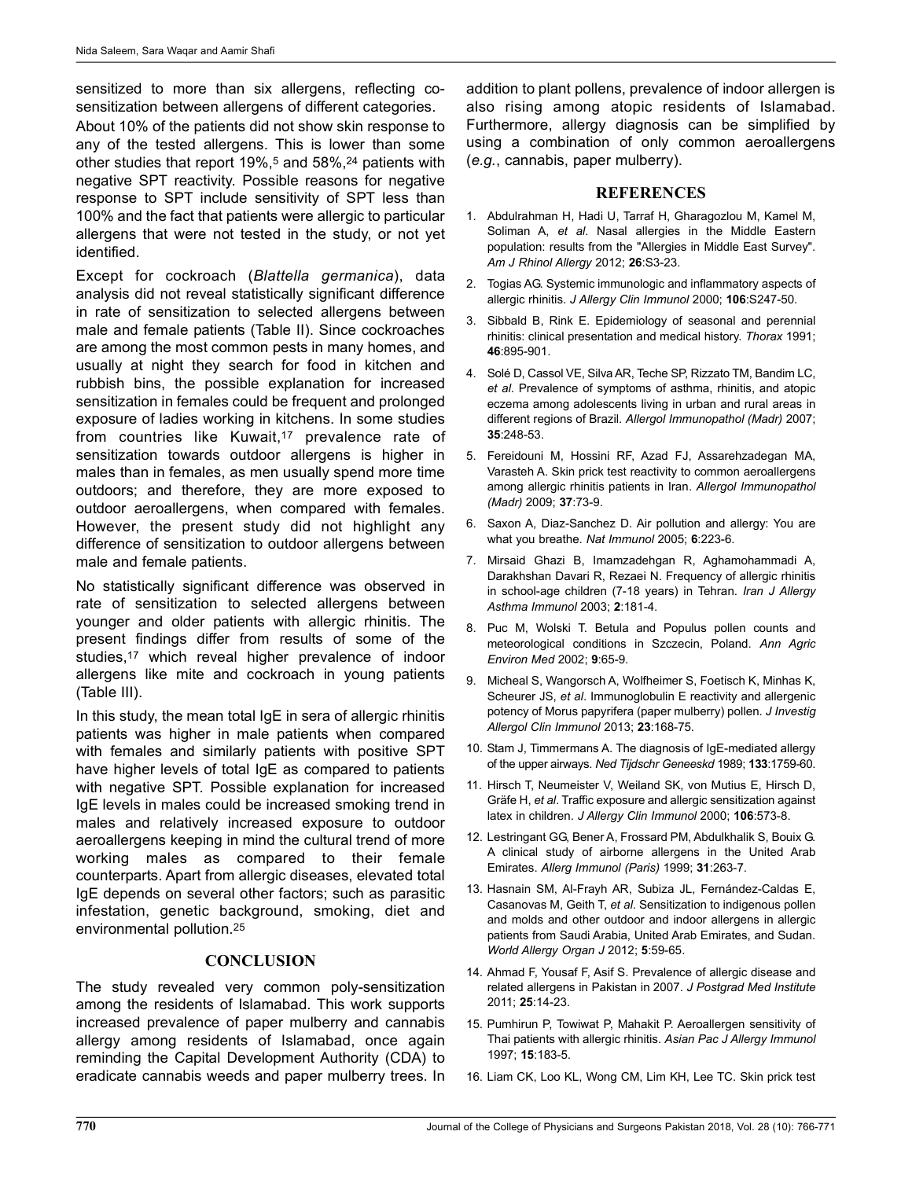sensitized to more than six allergens, reflecting co-sensitization between allergens of different categories.

About 10% of the patients did not show skin response to any of the tested allergens. This is lower than some other studies that report 19%,[5] and 58%,[24] patients with negative SPT reactivity. Possible reasons for negative response to SPT include sensitivity of SPT less than 100% and the fact that patients were allergic to particular allergens that were not tested in the study, or not yet identified.

Except for cockroach (*Blattella germanica*), data analysis did not reveal statistically significant difference in rate of sensitization to selected allergens between male and female patients (Table II). Since cockroaches are among the most common pests in many homes, and usually at night they search for food in kitchen and rubbish bins, the possible explanation for increased sensitization in females could be frequent and prolonged exposure of ladies working in kitchens. In some studies from countries like Kuwait,[17] prevalence rate of sensitization towards outdoor allergens is higher in males than in females, as men usually spend more time outdoors; and therefore, they are more exposed to outdoor aeroallergens, when compared with females. However, the present study did not highlight any difference of sensitization to outdoor allergens between male and female patients.

No statistically significant difference was observed in rate of sensitization to selected allergens between younger and older patients with allergic rhinitis. The present findings differ from results of some of the studies,[17] which reveal higher prevalence of indoor allergens like mite and cockroach in young patients (Table III).

In this study, the mean total IgE in sera of allergic rhinitis patients was higher in male patients when compared with females and similarly patients with positive SPT have higher levels of total IgE as compared to patients with negative SPT. Possible explanation for increased IgE levels in males could be increased smoking trend in males and relatively increased exposure to outdoor aeroallergens keeping in mind the cultural trend of more working males as compared to their female counterparts. Apart from allergic diseases, elevated total IgE depends on several other factors; such as parasitic infestation, genetic background, smoking, diet and environmental pollution.[25]

## CONCLUSION

The study revealed very common poly-sensitization among the residents of Islamabad. This work supports increased prevalence of paper mulberry and cannabis allergy among residents of Islamabad, once again reminding the Capital Development Authority (CDA) to eradicate cannabis weeds and paper mulberry trees. In addition to plant pollens, prevalence of indoor allergen is also rising among atopic residents of Islamabad. Furthermore, allergy diagnosis can be simplified by using a combination of only common aeroallergens (*e.g.*, cannabis, paper mulberry).

## REFERENCES

1. Abdulrahman H, Hadi U, Tarraf H, Gharagozlou M, Kamel M, Soliman A, *et al*. Nasal allergies in the Middle Eastern population: results from the "Allergies in Middle East Survey". *Am J Rhinol Allergy* 2012; **26**:S3-23.
2. Togias AG. Systemic immunologic and inflammatory aspects of allergic rhinitis. *J Allergy Clin Immunol* 2000; **106**:S247-50.
3. Sibbald B, Rink E. Epidemiology of seasonal and perennial rhinitis: clinical presentation and medical history. *Thorax* 1991; **46**:895-901.
4. Solé D, Cassol VE, Silva AR, Teche SP, Rizzato TM, Bandim LC, *et al*. Prevalence of symptoms of asthma, rhinitis, and atopic eczema among adolescents living in urban and rural areas in different regions of Brazil. *Allergol Immunopathol (Madr)* 2007; **35**:248-53.
5. Fereidouni M, Hossini RF, Azad FJ, Assarehzadegan MA, Varasteh A. Skin prick test reactivity to common aeroallergens among allergic rhinitis patients in Iran. *Allergol Immunopathol (Madr)* 2009; **37**:73-9.
6. Saxon A, Diaz-Sanchez D. Air pollution and allergy: You are what you breathe. *Nat Immunol* 2005; **6**:223-6.
7. Mirsaid Ghazi B, Imamzadehgan R, Aghamohammadi A, Darakhshan Davari R, Rezaei N. Frequency of allergic rhinitis in school-age children (7-18 years) in Tehran. *Iran J Allergy Asthma Immunol* 2003; **2**:181-4.
8. Puc M, Wolski T. Betula and Populus pollen counts and meteorological conditions in Szczecin, Poland. *Ann Agric Environ Med* 2002; **9**:65-9.
9. Micheal S, Wangorsch A, Wolfheimer S, Foetisch K, Minhas K, Scheurer JS, *et al*. Immunoglobulin E reactivity and allergenic potency of Morus papyrifera (paper mulberry) pollen. *J Investig Allergol Clin Immunol* 2013; **23**:168-75.
10. Stam J, Timmermans A. The diagnosis of IgE-mediated allergy of the upper airways. *Ned Tijdschr Geneeskd* 1989; **133**:1759-60.
11. Hirsch T, Neumeister V, Weiland SK, von Mutius E, Hirsch D, Gräfe H, *et al*. Traffic exposure and allergic sensitization against latex in children. *J Allergy Clin Immunol* 2000; **106**:573-8.
12. Lestringant GG, Bener A, Frossard PM, Abdulkhalik S, Bouix G. A clinical study of airborne allergens in the United Arab Emirates. *Allerg Immunol (Paris)* 1999; **31**:263-7.
13. Hasnain SM, Al-Frayh AR, Subiza JL, Fernández-Caldas E, Casanovas M, Geith T, *et al*. Sensitization to indigenous pollen and molds and other outdoor and indoor allergens in allergic patients from Saudi Arabia, United Arab Emirates, and Sudan. *World Allergy Organ J* 2012; **5**:59-65.
14. Ahmad F, Yousaf F, Asif S. Prevalence of allergic disease and related allergens in Pakistan in 2007. *J Postgrad Med Institute* 2011; **25**:14-23.
15. Pumhirun P, Towiwat P, Mahakit P. Aeroallergen sensitivity of Thai patients with allergic rhinitis. *Asian Pac J Allergy Immunol* 1997; **15**:183-5.
16. Liam CK, Loo KL, Wong CM, Lim KH, Lee TC. Skin prick test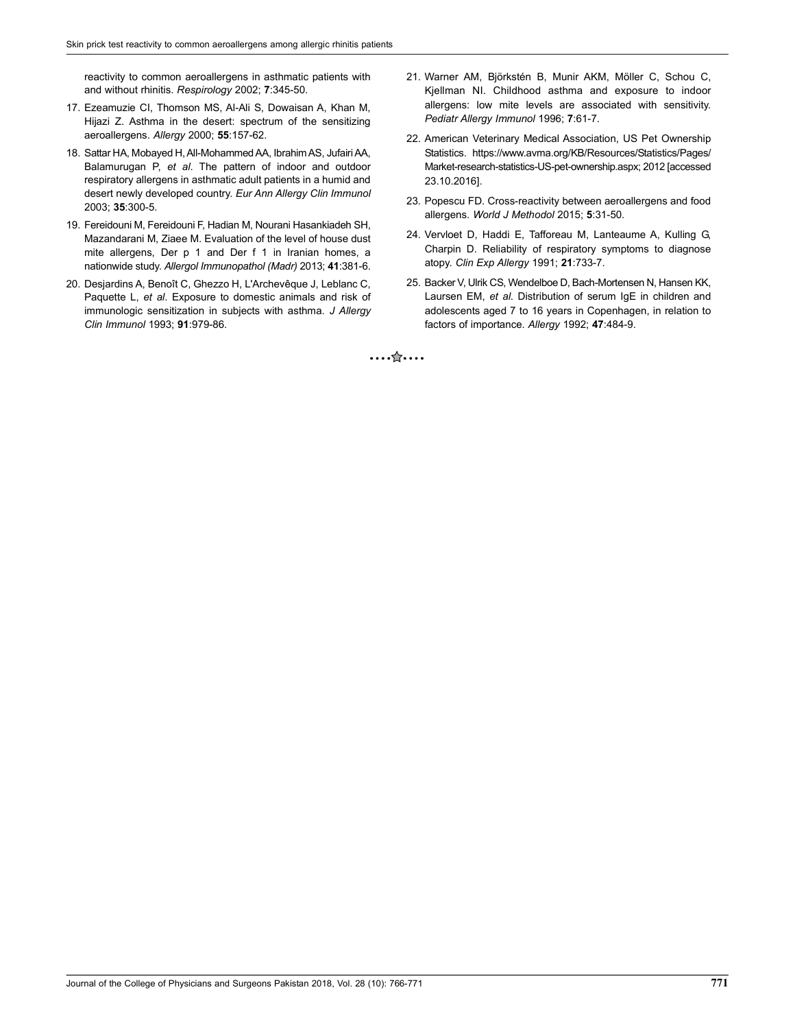reactivity to common aeroallergens in asthmatic patients with and without rhinitis. *Respirology* 2002; **7**:345-50.

17. Ezeamuzie CI, Thomson MS, Al-Ali S, Dowaisan A, Khan M, Hijazi Z. Asthma in the desert: spectrum of the sensitizing aeroallergens. *Allergy* 2000; **55**:157-62.
18. Sattar HA, Mobayed H, All-Mohammed AA, Ibrahim AS, Jufairi AA, Balamurugan P, *et al*. The pattern of indoor and outdoor respiratory allergens in asthmatic adult patients in a humid and desert newly developed country. *Eur Ann Allergy Clin Immunol* 2003; **35**:300-5.
19. Fereidouni M, Fereidouni F, Hadian M, Nourani Hasankiadeh SH, Mazandarani M, Ziaee M. Evaluation of the level of house dust mite allergens, Der p 1 and Der f 1 in Iranian homes, a nationwide study. *Allergol Immunopathol (Madr)* 2013; **41**:381-6.
20. Desjardins A, Benoît C, Ghezzo H, L'Archevêque J, Leblanc C, Paquette L, *et al*. Exposure to domestic animals and risk of immunologic sensitization in subjects with asthma. *J Allergy Clin Immunol* 1993; **91**:979-86.
21. Warner AM, Björkstén B, Munir AKM, Möller C, Schou C, Kjellman NI. Childhood asthma and exposure to indoor allergens: low mite levels are associated with sensitivity. *Pediatr Allergy Immunol* 1996; **7**:61-7.
22. American Veterinary Medical Association, US Pet Ownership Statistics. https://www.avma.org/KB/Resources/Statistics/Pages/Market-research-statistics-US-pet-ownership.aspx; 2012 [accessed 23.10.2016].
23. Popescu FD. Cross-reactivity between aeroallergens and food allergens. *World J Methodol* 2015; **5**:31-50.
24. Vervloet D, Haddi E, Tafforeau M, Lanteaume A, Kulling G, Charpin D. Reliability of respiratory symptoms to diagnose atopy. *Clin Exp Allergy* 1991; **21**:733-7.
25. Backer V, Ulrik CS, Wendelboe D, Bach-Mortensen N, Hansen KK, Laursen EM, *et al*. Distribution of serum IgE in children and adolescents aged 7 to 16 years in Copenhagen, in relation to factors of importance. *Allergy* 1992; **47**:484-9.